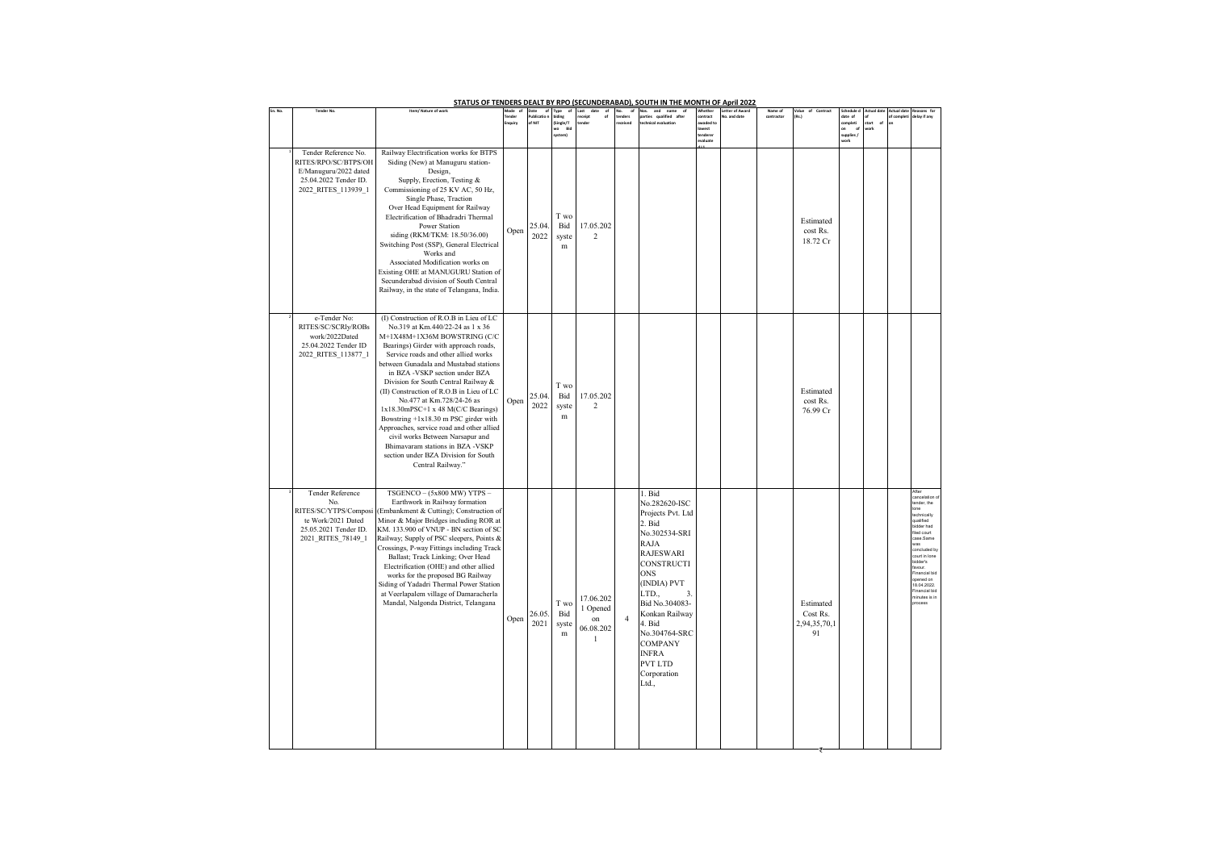## STATUS OF TENDERS DEALT BY RPO (SECUNDERABAD), SOUTH IN THE MONTH OF April 2022

| Sr. No. | Tender No. | Item/ Nature of work | Mode of Tender Enquiry | Date of Publication of NIT | Type of biding (Single/Two Bid system) | Last date of receipt of tender | No. of tenders received | Nos. and name of parties qualified after technical evaluation | Whether contract awarded to lowest tenderer evaluated L1 | Letter of Award No. and date | Name of contractor | Value of Contract (Rs.) | Scheduled date of completion of supplies / work | Actual date of start of work | Actual date of completion | Reasons for delay if any |
|---|---|---|---|---|---|---|---|---|---|---|---|---|---|---|---|---|
| 1 | Tender Reference No. RITES/RPO/SC/BTPS/OHE/Manuguru/2022 dated 25.04.2022 Tender ID. 2022_RITES_113939_1 | Railway Electrification works for BTPS Siding (New) at Manuguru station- Design, Supply, Erection, Testing & Commissioning of 25 KV AC, 50 Hz, Single Phase, Traction Over Head Equipment for Railway Electrification of Bhadradri Thermal Power Station siding (RKM/TKM: 18.50/36.00) Switching Post (SSP), General Electrical Works and Associated Modification works on Existing OHE at MANUGURU Station of Secunderabad division of South Central Railway, in the state of Telangana, India. | Open | 25.04.2022 | Two Bid system | 17.05.2022 | | | | | | Estimated cost Rs. 18.72 Cr | | | | |
| 2 | e-Tender No: RITES/SC/SCRly/ROBs work/2022Dated 25.04.2022 Tender ID 2022_RITES_113877_1 | (I) Construction of R.O.B in Lieu of LC No.319 at Km.440/22-24 as 1 x 36 M+1X48M+1X36M BOWSTRING (C/C Bearings) Girder with approach roads, Service roads and other allied works between Gunadala and Mustabad stations in BZA -VSKP section under BZA Division for South Central Railway & (II) Construction of R.O.B in Lieu of LC No.477 at Km.728/24-26 as 1x18.30mPSC+1 x 48 M(C/C Bearings) Bowstring +1x18.30 m PSC girder with Approaches, service road and other allied civil works Between Narsapur and Bhimavaram stations in BZA -VSKP section under BZA Division for South Central Railway." | Open | 25.04.2022 | Two Bid system | 17.05.2022 | | | | | | Estimated cost Rs. 76.99 Cr | | | | |
| 3 | Tender Reference No. RITES/SC/YTPS/Composite Work/2021 Dated 25.05.2021 Tender ID. 2021_RITES_78149_1 | TSGENCO – (5x800 MW) YTPS – Earthwork in Railway formation (Embankment & Cutting); Construction of Minor & Major Bridges including ROR at KM. 133.900 of VNUP - BN section of SC Railway; Supply of PSC sleepers, Points & Crossings, P-way Fittings including Track Ballast; Track Linking; Over Head Electrification (OHE) and other allied works for the proposed BG Railway Siding of Yadadri Thermal Power Station at Veerlapalem village of Damaracherla Mandal, Nalgonda District, Telangana | Open | 26.05.2021 | Two Bid system | 17.06.2021 Opened on 06.08.2021 | 4 | 1. Bid No.282620-ISC Projects Pvt. Ltd 2. Bid No.302534-SRI RAJA RAJESWARI CONSTRUCTIONS (INDIA) PVT LTD., 3. Bid No.304083-Konkan Railway 4. Bid No.304764-SRC COMPANY INFRA PVT LTD Corporation Ltd., | | | | Estimated Cost Rs. 2,94,35,70,191 | | | | After cancelation of tender, the lone technically qualified bidder had filed court case.Same was concluded by court in lone bidder's favour. Financial bid opened on 18.04.2022. Financial bid minutes is in process |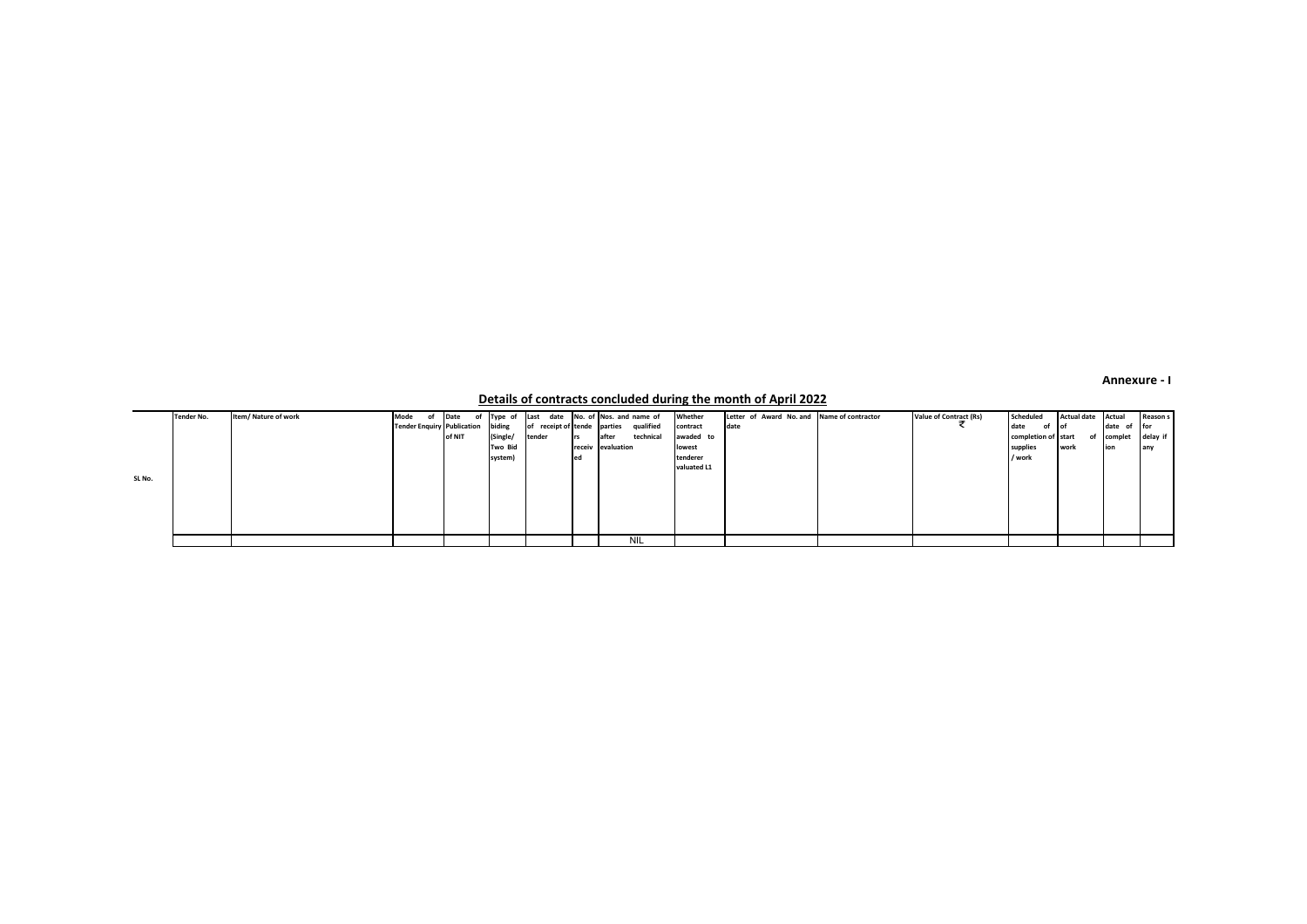**Annexure - I**

## Details of contracts concluded during the month of April 2022

| SL No. | Tender No. | Item/ Nature of work | Mode of Tender Enquiry | Date of Publication of NIT | Type of biding (Single/ Two Bid system) | Last date of receipt of tender | No. of tenders received | Nos. and name of parties qualified after technical evaluation | Whether contract awaded to lowest tenderer valuated L1 | Letter of Award No. and date | Name of contractor | Value of Contract (Rs) ₹ | Scheduled date of completion of supplies / work | Actual date of start of work | Actual date of completion | Reason s for delay if any |
|---|---|---|---|---|---|---|---|---|---|---|---|---|---|---|---|---|
| | | | | | | | | NIL | | | | | | | | |